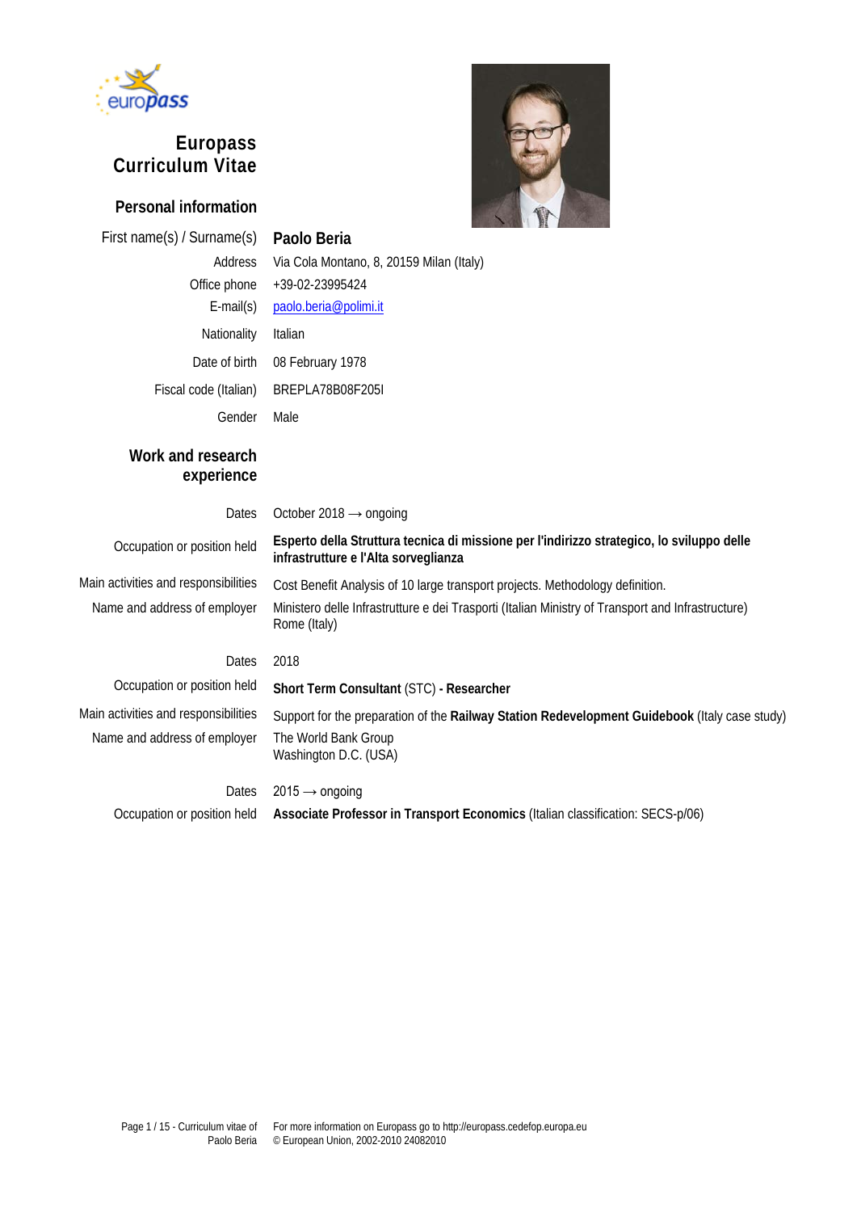# Europass Curriculum Vitae

## Personal information

| | |
|---|---|
| First name(s) / Surname(s) | **Paolo Beria** |
| Address | Via Cola Montano, 8, 20159 Milan (Italy) |
| Office phone | +39-02-23995424 |
| E-mail(s) | paolo.beria@polimi.it |
| Nationality | Italian |
| Date of birth | 08 February 1978 |
| Fiscal code (Italian) | BREPLA78B08F205I |
| Gender | Male |

## Work and research experience

| | |
|---|---|
| Dates | October 2018 → ongoing |
| Occupation or position held | **Esperto della Struttura tecnica di missione per l'indirizzo strategico, lo sviluppo delle infrastrutture e l'Alta sorveglianza** |
| Main activities and responsibilities | Cost Benefit Analysis of 10 large transport projects. Methodology definition. |
| Name and address of employer | Ministero delle Infrastrutture e dei Trasporti (Italian Ministry of Transport and Infrastructure) Rome (Italy) |

| | |
|---|---|
| Dates | 2018 |
| Occupation or position held | **Short Term Consultant** (STC) **- Researcher** |
| Main activities and responsibilities | Support for the preparation of the **Railway Station Redevelopment Guidebook** (Italy case study) |
| Name and address of employer | The World Bank Group<br>Washington D.C. (USA) |

| | |
|---|---|
| Dates | 2015 → ongoing |
| Occupation or position held | **Associate Professor in Transport Economics** (Italian classification: SECS-p/06) |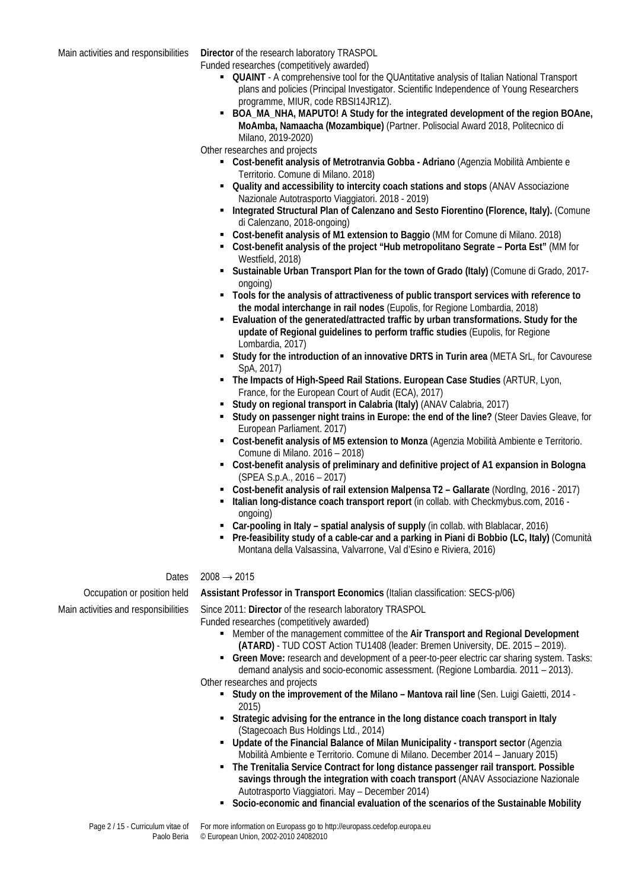Main activities and responsibilities **Director** of the research laboratory TRASPOL

Funded researches (competitively awarded)

- **QUAINT** - A comprehensive tool for the QUAntitative analysis of Italian National Transport plans and policies (Principal Investigator. Scientific Independence of Young Researchers programme, MIUR, code RBSI14JR1Z).
- **BOA_MA_NHA, MAPUTO! A Study for the integrated development of the region BOAne, MoAmba, Namaacha (Mozambique)** (Partner. Polisocial Award 2018, Politecnico di Milano, 2019-2020)

Other researches and projects

- **Cost-benefit analysis of Metrotranvia Gobba - Adriano** (Agenzia Mobilità Ambiente e Territorio. Comune di Milano. 2018)
- **Quality and accessibility to intercity coach stations and stops** (ANAV Associazione Nazionale Autotrasporto Viaggiatori. 2018 - 2019)
- **Integrated Structural Plan of Calenzano and Sesto Fiorentino (Florence, Italy).** (Comune di Calenzano, 2018-ongoing)
- **Cost-benefit analysis of M1 extension to Baggio** (MM for Comune di Milano. 2018)
- **Cost-benefit analysis of the project "Hub metropolitano Segrate – Porta Est"** (MM for Westfield, 2018)
- **Sustainable Urban Transport Plan for the town of Grado (Italy)** (Comune di Grado, 2017-ongoing)
- **Tools for the analysis of attractiveness of public transport services with reference to the modal interchange in rail nodes** (Eupolis, for Regione Lombardia, 2018)
- **Evaluation of the generated/attracted traffic by urban transformations. Study for the update of Regional guidelines to perform traffic studies** (Eupolis, for Regione Lombardia, 2017)
- **Study for the introduction of an innovative DRTS in Turin area** (META SrL, for Cavourese SpA, 2017)
- **The Impacts of High-Speed Rail Stations. European Case Studies** (ARTUR, Lyon, France, for the European Court of Audit (ECA), 2017)
- **Study on regional transport in Calabria (Italy)** (ANAV Calabria, 2017)
- **Study on passenger night trains in Europe: the end of the line?** (Steer Davies Gleave, for European Parliament. 2017)
- **Cost-benefit analysis of M5 extension to Monza** (Agenzia Mobilità Ambiente e Territorio. Comune di Milano. 2016 – 2018)
- **Cost-benefit analysis of preliminary and definitive project of A1 expansion in Bologna** (SPEA S.p.A., 2016 – 2017)
- **Cost-benefit analysis of rail extension Malpensa T2 – Gallarate** (NordIng, 2016 - 2017)
- **Italian long-distance coach transport report** (in collab. with Checkmybus.com, 2016 - ongoing)
- **Car-pooling in Italy – spatial analysis of supply** (in collab. with Blablacar, 2016)
- **Pre-feasibility study of a cable-car and a parking in Piani di Bobbio (LC, Italy)** (Comunità Montana della Valsassina, Valvarrone, Val d'Esino e Riviera, 2016)

Dates 2008 → 2015

Occupation or position held **Assistant Professor in Transport Economics** (Italian classification: SECS-p/06)

Main activities and responsibilities Since 2011: **Director** of the research laboratory TRASPOL

Funded researches (competitively awarded)

- Member of the management committee of the **Air Transport and Regional Development (ATARD)** - TUD COST Action TU1408 (leader: Bremen University, DE. 2015 – 2019).
- **Green Move:** research and development of a peer-to-peer electric car sharing system. Tasks: demand analysis and socio-economic assessment. (Regione Lombardia. 2011 – 2013).

Other researches and projects

- **Study on the improvement of the Milano – Mantova rail line** (Sen. Luigi Gaietti, 2014 - 2015)
- **Strategic advising for the entrance in the long distance coach transport in Italy** (Stagecoach Bus Holdings Ltd., 2014)
- **Update of the Financial Balance of Milan Municipality - transport sector** (Agenzia Mobilità Ambiente e Territorio. Comune di Milano. December 2014 – January 2015)
- **The Trenitalia Service Contract for long distance passenger rail transport. Possible savings through the integration with coach transport** (ANAV Associazione Nazionale Autotrasporto Viaggiatori. May – December 2014)
- **Socio-economic and financial evaluation of the scenarios of the Sustainable Mobility**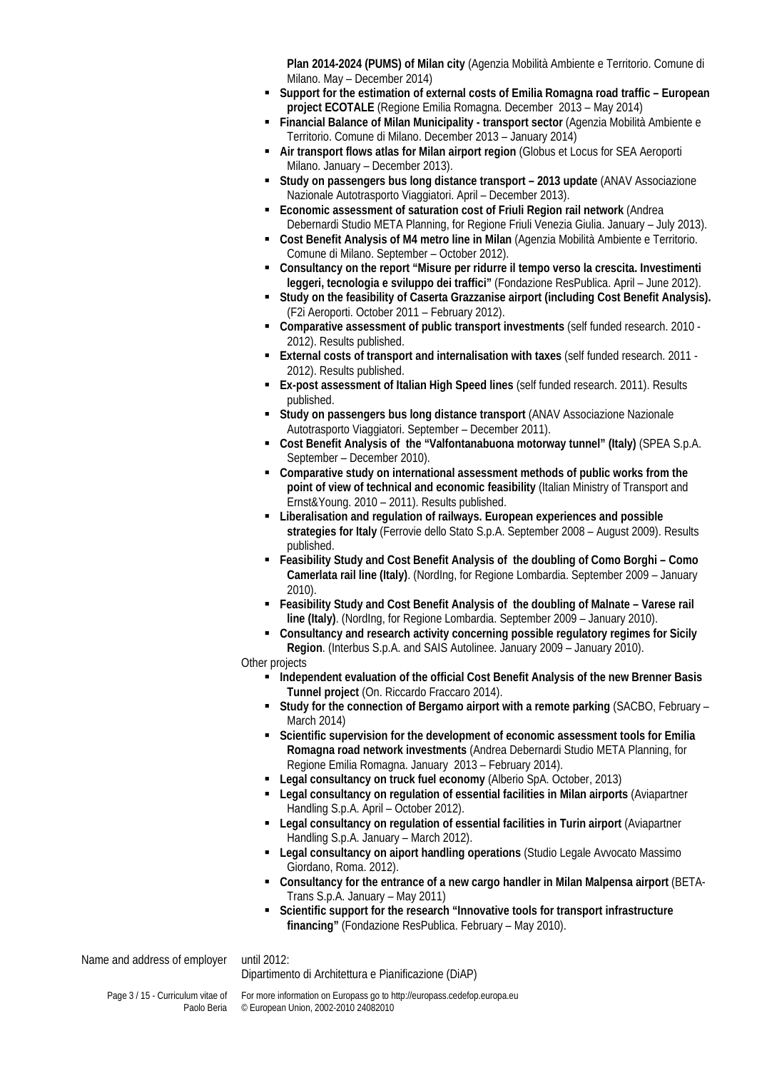**Plan 2014-2024 (PUMS) of Milan city** (Agenzia Mobilità Ambiente e Territorio. Comune di Milano. May – December 2014)

- **Support for the estimation of external costs of Emilia Romagna road traffic – European project ECOTALE** (Regione Emilia Romagna. December 2013 – May 2014)
- **Financial Balance of Milan Municipality - transport sector** (Agenzia Mobilità Ambiente e Territorio. Comune di Milano. December 2013 – January 2014)
- **Air transport flows atlas for Milan airport region** (Globus et Locus for SEA Aeroporti Milano. January – December 2013).
- **Study on passengers bus long distance transport – 2013 update** (ANAV Associazione Nazionale Autotrasporto Viaggiatori. April – December 2013).
- **Economic assessment of saturation cost of Friuli Region rail network** (Andrea Debernardi Studio META Planning, for Regione Friuli Venezia Giulia. January – July 2013).
- **Cost Benefit Analysis of M4 metro line in Milan** (Agenzia Mobilità Ambiente e Territorio. Comune di Milano. September – October 2012).
- **Consultancy on the report "Misure per ridurre il tempo verso la crescita. Investimenti leggeri, tecnologia e sviluppo dei traffici"** (Fondazione ResPublica. April – June 2012).
- **Study on the feasibility of Caserta Grazzanise airport (including Cost Benefit Analysis).** (F2i Aeroporti. October 2011 – February 2012).
- **Comparative assessment of public transport investments** (self funded research. 2010 - 2012). Results published.
- **External costs of transport and internalisation with taxes** (self funded research. 2011 - 2012). Results published.
- **Ex-post assessment of Italian High Speed lines** (self funded research. 2011). Results published.
- **Study on passengers bus long distance transport** (ANAV Associazione Nazionale Autotrasporto Viaggiatori. September – December 2011).
- **Cost Benefit Analysis of the "Valfontanabuona motorway tunnel" (Italy)** (SPEA S.p.A. September – December 2010).
- **Comparative study on international assessment methods of public works from the point of view of technical and economic feasibility** (Italian Ministry of Transport and Ernst&Young. 2010 – 2011). Results published.
- **Liberalisation and regulation of railways. European experiences and possible strategies for Italy** (Ferrovie dello Stato S.p.A. September 2008 – August 2009). Results published.
- **Feasibility Study and Cost Benefit Analysis of the doubling of Como Borghi – Como Camerlata rail line (Italy)**. (NordIng, for Regione Lombardia. September 2009 – January 2010).
- **Feasibility Study and Cost Benefit Analysis of the doubling of Malnate – Varese rail line (Italy)**. (NordIng, for Regione Lombardia. September 2009 – January 2010).
- **Consultancy and research activity concerning possible regulatory regimes for Sicily Region**. (Interbus S.p.A. and SAIS Autolinee. January 2009 – January 2010).

Other projects

- **Independent evaluation of the official Cost Benefit Analysis of the new Brenner Basis Tunnel project** (On. Riccardo Fraccaro 2014).
- **Study for the connection of Bergamo airport with a remote parking** (SACBO, February – March 2014)
- **Scientific supervision for the development of economic assessment tools for Emilia Romagna road network investments** (Andrea Debernardi Studio META Planning, for Regione Emilia Romagna. January 2013 – February 2014).
- **Legal consultancy on truck fuel economy** (Alberio SpA. October, 2013)
- **Legal consultancy on regulation of essential facilities in Milan airports** (Aviapartner Handling S.p.A. April – October 2012).
- **Legal consultancy on regulation of essential facilities in Turin airport** (Aviapartner Handling S.p.A. January – March 2012).
- **Legal consultancy on aiport handling operations** (Studio Legale Avvocato Massimo Giordano, Roma. 2012).
- **Consultancy for the entrance of a new cargo handler in Milan Malpensa airport** (BETA-Trans S.p.A. January – May 2011)
- **Scientific support for the research "Innovative tools for transport infrastructure financing"** (Fondazione ResPublica. February – May 2010).

Name and address of employer — until 2012:
Dipartimento di Architettura e Pianificazione (DiAP)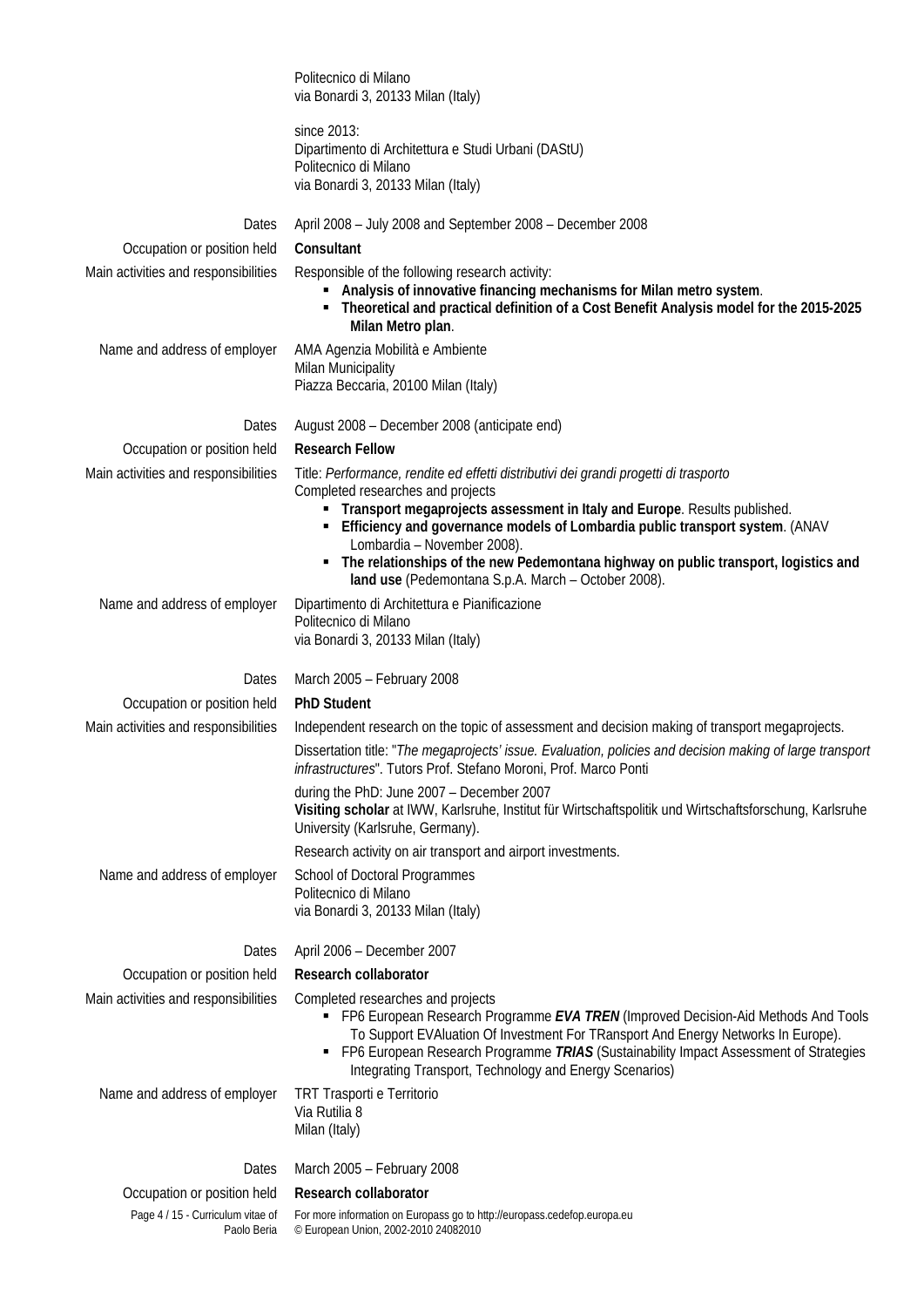| | |
|---|---|
| | Politecnico di Milano<br>via Bonardi 3, 20133 Milan (Italy)<br><br>since 2013:<br>Dipartimento di Architettura e Studi Urbani (DAStU)<br>Politecnico di Milano<br>via Bonardi 3, 20133 Milan (Italy) |
| Dates | April 2008 – July 2008 and September 2008 – December 2008 |
| Occupation or position held | **Consultant** |
| Main activities and responsibilities | Responsible of the following research activity:<br>▪ **Analysis of innovative financing mechanisms for Milan metro system**.<br>▪ **Theoretical and practical definition of a Cost Benefit Analysis model for the 2015-2025 Milan Metro plan**. |
| Name and address of employer | AMA Agenzia Mobilità e Ambiente<br>Milan Municipality<br>Piazza Beccaria, 20100 Milan (Italy) |
| Dates | August 2008 – December 2008 (anticipate end) |
| Occupation or position held | **Research Fellow** |
| Main activities and responsibilities | Title: *Performance, rendite ed effetti distributivi dei grandi progetti di trasporto*<br>Completed researches and projects<br>▪ **Transport megaprojects assessment in Italy and Europe**. Results published.<br>▪ **Efficiency and governance models of Lombardia public transport system**. (ANAV Lombardia – November 2008).<br>▪ **The relationships of the new Pedemontana highway on public transport, logistics and land use** (Pedemontana S.p.A. March – October 2008). |
| Name and address of employer | Dipartimento di Architettura e Pianificazione<br>Politecnico di Milano<br>via Bonardi 3, 20133 Milan (Italy) |
| Dates | March 2005 – February 2008 |
| Occupation or position held | **PhD Student** |
| Main activities and responsibilities | Independent research on the topic of assessment and decision making of transport megaprojects.<br><br>Dissertation title: "*The megaprojects' issue. Evaluation, policies and decision making of large transport infrastructures*". Tutors Prof. Stefano Moroni, Prof. Marco Ponti<br><br>during the PhD: June 2007 – December 2007<br>**Visiting scholar** at IWW, Karlsruhe, Institut für Wirtschaftspolitik und Wirtschaftsforschung, Karlsruhe University (Karlsruhe, Germany).<br><br>Research activity on air transport and airport investments. |
| Name and address of employer | School of Doctoral Programmes<br>Politecnico di Milano<br>via Bonardi 3, 20133 Milan (Italy) |
| Dates | April 2006 – December 2007 |
| Occupation or position held | **Research collaborator** |
| Main activities and responsibilities | Completed researches and projects<br>▪ FP6 European Research Programme ***EVA TREN*** (Improved Decision-Aid Methods And Tools To Support EVAluation Of Investment For TRansport And Energy Networks In Europe).<br>▪ FP6 European Research Programme ***TRIAS*** (Sustainability Impact Assessment of Strategies Integrating Transport, Technology and Energy Scenarios) |
| Name and address of employer | TRT Trasporti e Territorio<br>Via Rutilia 8<br>Milan (Italy) |
| Dates | March 2005 – February 2008 |
| Occupation or position held | **Research collaborator** |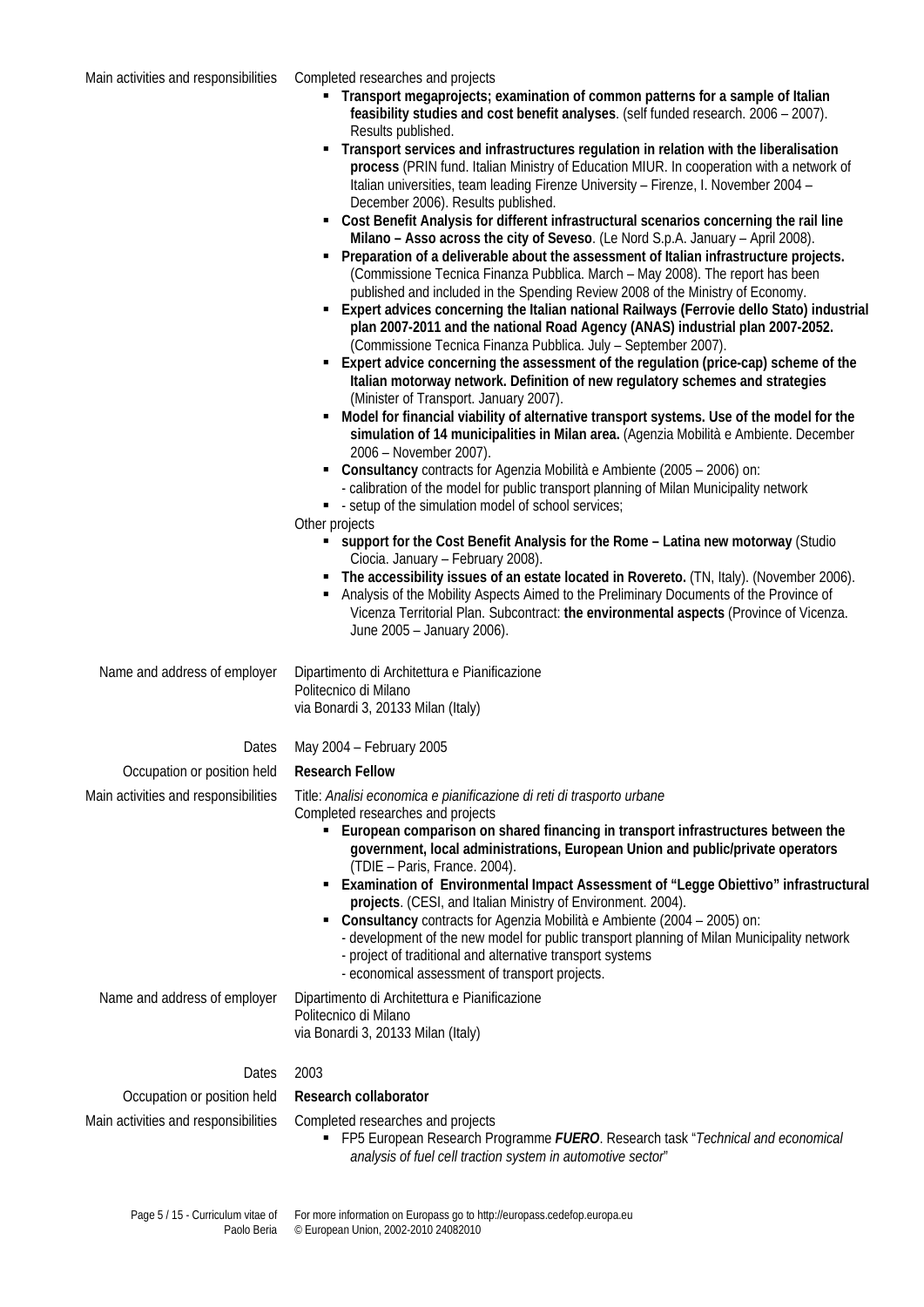| | |
|---|---|
| Main activities and responsibilities | Completed researches and projects |

- **Transport megaprojects; examination of common patterns for a sample of Italian feasibility studies and cost benefit analyses**. (self funded research. 2006 – 2007). Results published.
- **Transport services and infrastructures regulation in relation with the liberalisation process** (PRIN fund. Italian Ministry of Education MIUR. In cooperation with a network of Italian universities, team leading Firenze University – Firenze, I. November 2004 – December 2006). Results published.
- **Cost Benefit Analysis for different infrastructural scenarios concerning the rail line Milano – Asso across the city of Seveso**. (Le Nord S.p.A. January – April 2008).
- **Preparation of a deliverable about the assessment of Italian infrastructure projects.** (Commissione Tecnica Finanza Pubblica. March – May 2008). The report has been published and included in the Spending Review 2008 of the Ministry of Economy.
- **Expert advices concerning the Italian national Railways (Ferrovie dello Stato) industrial plan 2007-2011 and the national Road Agency (ANAS) industrial plan 2007-2052.** (Commissione Tecnica Finanza Pubblica. July – September 2007).
- **Expert advice concerning the assessment of the regulation (price-cap) scheme of the Italian motorway network. Definition of new regulatory schemes and strategies** (Minister of Transport. January 2007).
- **Model for financial viability of alternative transport systems. Use of the model for the simulation of 14 municipalities in Milan area.** (Agenzia Mobilità e Ambiente. December 2006 – November 2007).
- **Consultancy** contracts for Agenzia Mobilità e Ambiente (2005 – 2006) on:
  - calibration of the model for public transport planning of Milan Municipality network
- - setup of the simulation model of school services;

Other projects

- **support for the Cost Benefit Analysis for the Rome – Latina new motorway** (Studio Ciocia. January – February 2008).
- **The accessibility issues of an estate located in Rovereto.** (TN, Italy). (November 2006).
- Analysis of the Mobility Aspects Aimed to the Preliminary Documents of the Province of Vicenza Territorial Plan. Subcontract: **the environmental aspects** (Province of Vicenza. June 2005 – January 2006).

| | |
|---|---|
| Name and address of employer | Dipartimento di Architettura e Pianificazione<br>Politecnico di Milano<br>via Bonardi 3, 20133 Milan (Italy) |
| Dates | May 2004 – February 2005 |
| Occupation or position held | **Research Fellow** |
| Main activities and responsibilities | Title: *Analisi economica e pianificazione di reti di trasporto urbane*<br>Completed researches and projects |

- **European comparison on shared financing in transport infrastructures between the government, local administrations, European Union and public/private operators** (TDIE – Paris, France. 2004).
- **Examination of Environmental Impact Assessment of "Legge Obiettivo" infrastructural projects**. (CESI, and Italian Ministry of Environment. 2004).
- **Consultancy** contracts for Agenzia Mobilità e Ambiente (2004 – 2005) on:
  - development of the new model for public transport planning of Milan Municipality network
  - project of traditional and alternative transport systems
  - economical assessment of transport projects.

| | |
|---|---|
| Name and address of employer | Dipartimento di Architettura e Pianificazione<br>Politecnico di Milano<br>via Bonardi 3, 20133 Milan (Italy) |
| Dates | 2003 |
| Occupation or position held | **Research collaborator** |
| Main activities and responsibilities | Completed researches and projects |

- FP5 European Research Programme ***FUERO***. Research task "*Technical and economical analysis of fuel cell traction system in automotive sector*"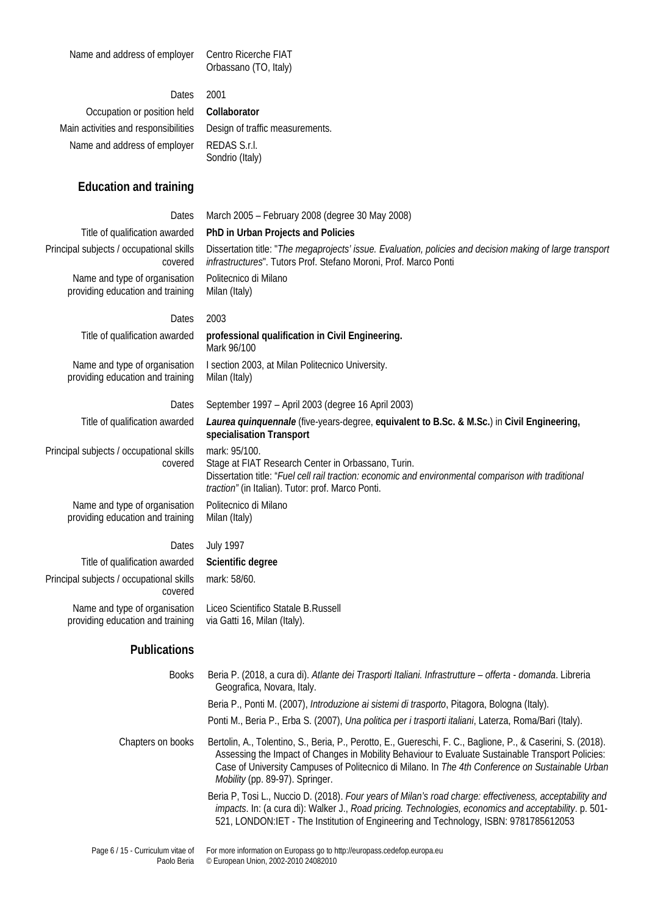| | |
|---|---|
| Name and address of employer | Centro Ricerche FIAT<br>Orbassano (TO, Italy) |
| Dates | 2001 |
| Occupation or position held | **Collaborator** |
| Main activities and responsibilities | Design of traffic measurements. |
| Name and address of employer | REDAS S.r.l.<br>Sondrio (Italy) |

## Education and training

| | |
|---|---|
| Dates | March 2005 – February 2008 (degree 30 May 2008) |
| Title of qualification awarded | **PhD in Urban Projects and Policies** |
| Principal subjects / occupational skills covered | Dissertation title: "*The megaprojects' issue. Evaluation, policies and decision making of large transport infrastructures*". Tutors Prof. Stefano Moroni, Prof. Marco Ponti |
| Name and type of organisation providing education and training | Politecnico di Milano<br>Milan (Italy) |

| | |
|---|---|
| Dates | 2003 |
| Title of qualification awarded | **professional qualification in Civil Engineering.**<br>Mark 96/100 |
| Name and type of organisation providing education and training | I section 2003, at Milan Politecnico University.<br>Milan (Italy) |

| | |
|---|---|
| Dates | September 1997 – April 2003 (degree 16 April 2003) |
| Title of qualification awarded | ***Laurea quinquennale*** (five-years-degree, **equivalent to B.Sc. & M.Sc.**) in **Civil Engineering, specialisation Transport** |
| Principal subjects / occupational skills covered | mark: 95/100.<br>Stage at FIAT Research Center in Orbassano, Turin.<br>Dissertation title: "*Fuel cell rail traction: economic and environmental comparison with traditional traction"* (in Italian). Tutor: prof. Marco Ponti. |
| Name and type of organisation providing education and training | Politecnico di Milano<br>Milan (Italy) |

| | |
|---|---|
| Dates | July 1997 |
| Title of qualification awarded | **Scientific degree** |
| Principal subjects / occupational skills covered | mark: 58/60. |
| Name and type of organisation providing education and training | Liceo Scientifico Statale B.Russell<br>via Gatti 16, Milan (Italy). |

## Publications

**Books**

Beria P. (2018, a cura di). *Atlante dei Trasporti Italiani. Infrastrutture – offerta - domanda*. Libreria Geografica, Novara, Italy.

Beria P., Ponti M. (2007), *Introduzione ai sistemi di trasporto*, Pitagora, Bologna (Italy).

Ponti M., Beria P., Erba S. (2007), *Una politica per i trasporti italiani*, Laterza, Roma/Bari (Italy).

**Chapters on books**

Bertolin, A., Tolentino, S., Beria, P., Perotto, E., Guereschi, F. C., Baglione, P., & Caserini, S. (2018). Assessing the Impact of Changes in Mobility Behaviour to Evaluate Sustainable Transport Policies: Case of University Campuses of Politecnico di Milano. In *The 4th Conference on Sustainable Urban Mobility* (pp. 89-97). Springer.

Beria P, Tosi L., Nuccio D. (2018). *Four years of Milan's road charge: effectiveness, acceptability and impacts*. In: (a cura di): Walker J., *Road pricing. Technologies, economics and acceptability*. p. 501-521, LONDON:IET - The Institution of Engineering and Technology, ISBN: 9781785612053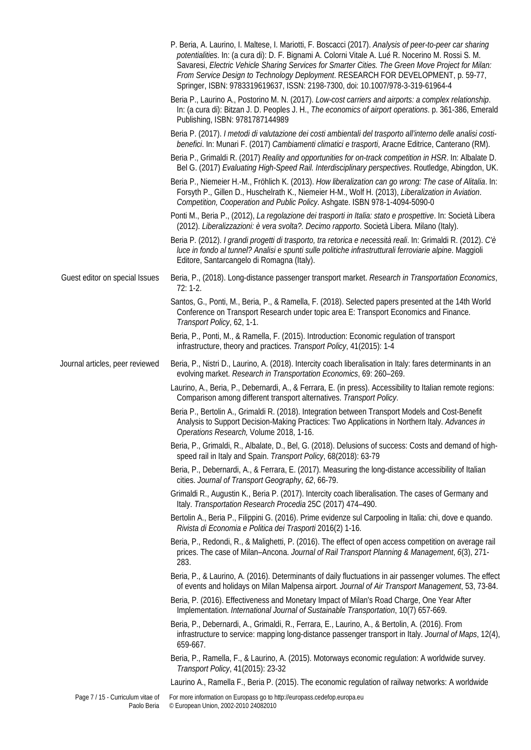P. Beria, A. Laurino, I. Maltese, I. Mariotti, F. Boscacci (2017). *Analysis of peer-to-peer car sharing potentialities*. In: (a cura di): D. F. Bignami A. Colorni Vitale A. Lué R. Nocerino M. Rossi S. M. Savaresi, *Electric Vehicle Sharing Services for Smarter Cities. The Green Move Project for Milan: From Service Design to Technology Deployment*. RESEARCH FOR DEVELOPMENT, p. 59-77, Springer, ISBN: 9783319619637, ISSN: 2198-7300, doi: 10.1007/978-3-319-61964-4

Beria P., Laurino A., Postorino M. N. (2017). *Low-cost carriers and airports: a complex relationship*. In: (a cura di): Bitzan J. D. Peoples J. H., *The economics of airport operations*. p. 361-386, Emerald Publishing, ISBN: 9781787144989

Beria P. (2017). *I metodi di valutazione dei costi ambientali del trasporto all'interno delle analisi costi-benefici*. In: Munari F. (2017) *Cambiamenti climatici e trasporti*, Aracne Editrice, Canterano (RM).

Beria P., Grimaldi R. (2017) *Reality and opportunities for on-track competition in HSR*. In: Albalate D. Bel G. (2017) *Evaluating High-Speed Rail. Interdisciplinary perspectives*. Routledge, Abingdon, UK.

Beria P., Niemeier H.-M., Fröhlich K. (2013). *How liberalization can go wrong: The case of Alitalia*. In: Forsyth P., Gillen D., Huschelrath K., Niemeier H-M., Wolf H. (2013), *Liberalization in Aviation. Competition, Cooperation and Public Policy*. Ashgate. ISBN 978-1-4094-5090-0

Ponti M., Beria P., (2012), *La regolazione dei trasporti in Italia: stato e prospettive*. In: Società Libera (2012). *Liberalizzazioni: è vera svolta?. Decimo rapporto*. Società Libera. Milano (Italy).

Beria P. (2012). *I grandi progetti di trasporto, tra retorica e necessità reali*. In: Grimaldi R. (2012). *C'è luce in fondo al tunnel? Analisi e spunti sulle politiche infrastrutturali ferroviarie alpine*. Maggioli Editore, Santarcangelo di Romagna (Italy).

**Guest editor on special Issues**

Beria, P., (2018). Long-distance passenger transport market. *Research in Transportation Economics*, 72: 1-2.

Santos, G., Ponti, M., Beria, P., & Ramella, F. (2018). Selected papers presented at the 14th World Conference on Transport Research under topic area E: Transport Economics and Finance. *Transport Policy*, 62, 1-1.

Beria, P., Ponti, M., & Ramella, F. (2015). Introduction: Economic regulation of transport infrastructure, theory and practices. *Transport Policy*, 41(2015): 1-4

**Journal articles, peer reviewed**

Beria, P., Nistri D., Laurino, A. (2018). Intercity coach liberalisation in Italy: fares determinants in an evolving market. *Research in Transportation Economics*, 69: 260–269.

Laurino, A., Beria, P., Debernardi, A., & Ferrara, E. (in press). Accessibility to Italian remote regions: Comparison among different transport alternatives. *Transport Policy*.

Beria P., Bertolin A., Grimaldi R. (2018). Integration between Transport Models and Cost-Benefit Analysis to Support Decision-Making Practices: Two Applications in Northern Italy. *Advances in Operations Research,* Volume 2018, 1-16.

Beria, P., Grimaldi, R., Albalate, D., Bel, G. (2018). Delusions of success: Costs and demand of high-speed rail in Italy and Spain. *Transport Policy*, 68(2018): 63-79

Beria, P., Debernardi, A., & Ferrara, E. (2017). Measuring the long-distance accessibility of Italian cities. *Journal of Transport Geography*, *62*, 66-79.

Grimaldi R., Augustin K., Beria P. (2017). Intercity coach liberalisation. The cases of Germany and Italy. *Transportation Research Procedia* 25C (2017) 474–490.

Bertolin A., Beria P., Filippini G. (2016). Prime evidenze sul Carpooling in Italia: chi, dove e quando. *Rivista di Economia e Politica dei Trasporti* 2016(2) 1-16.

Beria, P., Redondi, R., & Malighetti, P. (2016). The effect of open access competition on average rail prices. The case of Milan–Ancona. *Journal of Rail Transport Planning & Management*, *6*(3), 271-283.

Beria, P., & Laurino, A. (2016). Determinants of daily fluctuations in air passenger volumes. The effect of events and holidays on Milan Malpensa airport. *Journal of Air Transport Management*, 53, 73-84.

Beria, P. (2016). Effectiveness and Monetary Impact of Milan's Road Charge, One Year After Implementation. *International Journal of Sustainable Transportation*, 10(7) 657-669.

Beria, P., Debernardi, A., Grimaldi, R., Ferrara, E., Laurino, A., & Bertolin, A. (2016). From infrastructure to service: mapping long-distance passenger transport in Italy. *Journal of Maps*, 12(4), 659-667.

Beria, P., Ramella, F., & Laurino, A. (2015). Motorways economic regulation: A worldwide survey. *Transport Policy*, 41(2015): 23-32

Laurino A., Ramella F., Beria P. (2015). The economic regulation of railway networks: A worldwide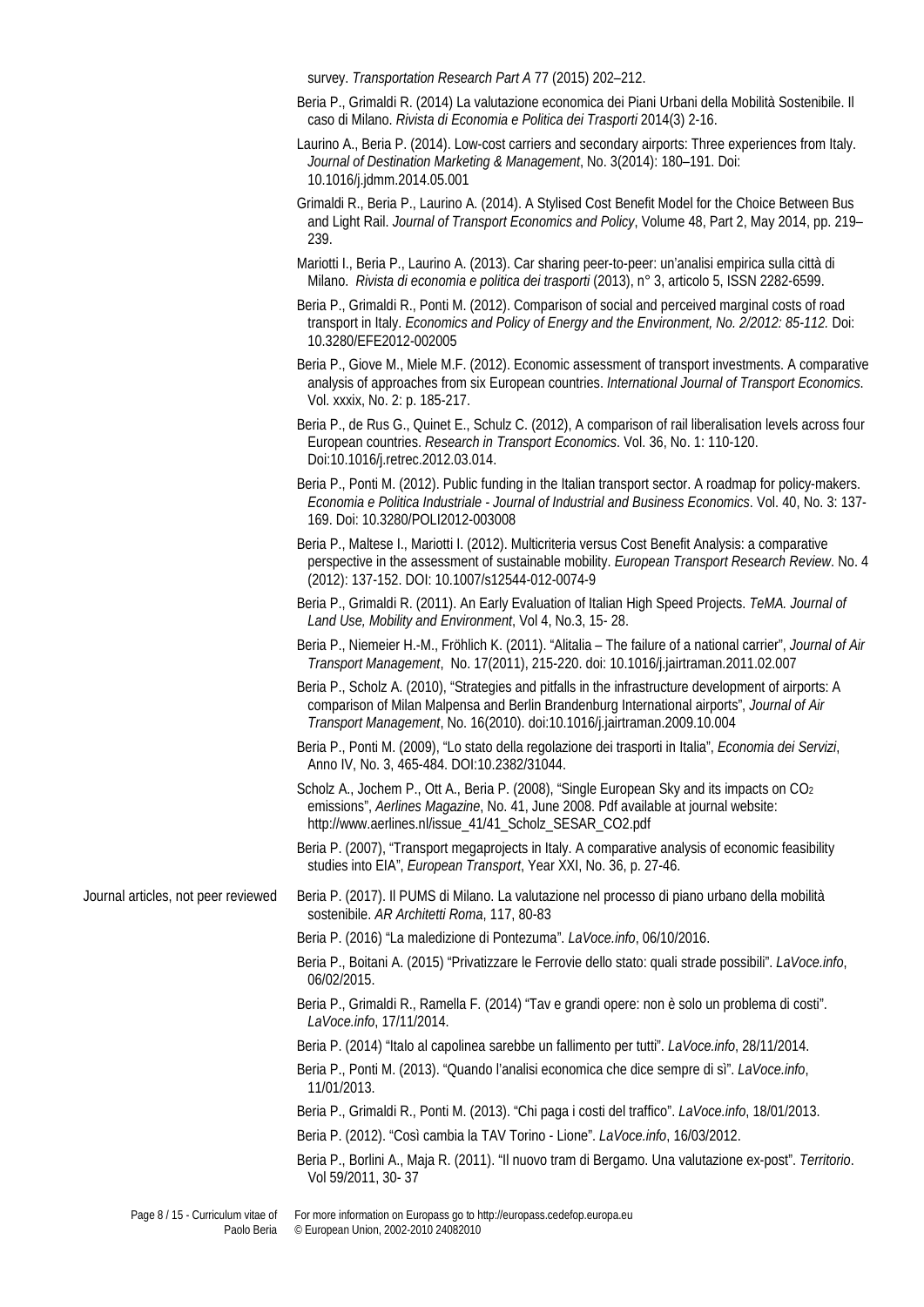survey. *Transportation Research Part A* 77 (2015) 202–212.

Beria P., Grimaldi R. (2014) La valutazione economica dei Piani Urbani della Mobilità Sostenibile. Il caso di Milano. *Rivista di Economia e Politica dei Trasporti* 2014(3) 2-16.

Laurino A., Beria P. (2014). Low-cost carriers and secondary airports: Three experiences from Italy. *Journal of Destination Marketing & Management*, No. 3(2014): 180–191. Doi: 10.1016/j.jdmm.2014.05.001

Grimaldi R., Beria P., Laurino A. (2014). A Stylised Cost Benefit Model for the Choice Between Bus and Light Rail. *Journal of Transport Economics and Policy*, Volume 48, Part 2, May 2014, pp. 219–239.

Mariotti I., Beria P., Laurino A. (2013). Car sharing peer-to-peer: un'analisi empirica sulla città di Milano. *Rivista di economia e politica dei trasporti* (2013), n° 3, articolo 5, ISSN 2282-6599.

Beria P., Grimaldi R., Ponti M. (2012). Comparison of social and perceived marginal costs of road transport in Italy. *Economics and Policy of Energy and the Environment, No. 2/2012: 85-112.* Doi: 10.3280/EFE2012-002005

Beria P., Giove M., Miele M.F. (2012). Economic assessment of transport investments. A comparative analysis of approaches from six European countries. *International Journal of Transport Economics*. Vol. xxxix, No. 2: p. 185-217.

Beria P., de Rus G., Quinet E., Schulz C. (2012), A comparison of rail liberalisation levels across four European countries. *Research in Transport Economics*. Vol. 36, No. 1: 110-120. Doi:10.1016/j.retrec.2012.03.014.

Beria P., Ponti M. (2012). Public funding in the Italian transport sector. A roadmap for policy-makers. *Economia e Politica Industriale - Journal of Industrial and Business Economics*. Vol. 40, No. 3: 137-169. Doi: 10.3280/POLI2012-003008

Beria P., Maltese I., Mariotti I. (2012). Multicriteria versus Cost Benefit Analysis: a comparative perspective in the assessment of sustainable mobility. *European Transport Research Review*. No. 4 (2012): 137-152. DOI: 10.1007/s12544-012-0074-9

Beria P., Grimaldi R. (2011). An Early Evaluation of Italian High Speed Projects. *TeMA. Journal of Land Use, Mobility and Environment*, Vol 4, No.3, 15- 28.

Beria P., Niemeier H.-M., Fröhlich K. (2011). "Alitalia – The failure of a national carrier", *Journal of Air Transport Management*, No. 17(2011), 215-220. doi: 10.1016/j.jairtraman.2011.02.007

Beria P., Scholz A. (2010), "Strategies and pitfalls in the infrastructure development of airports: A comparison of Milan Malpensa and Berlin Brandenburg International airports", *Journal of Air Transport Management*, No. 16(2010). doi:10.1016/j.jairtraman.2009.10.004

Beria P., Ponti M. (2009), "Lo stato della regolazione dei trasporti in Italia", *Economia dei Servizi*, Anno IV, No. 3, 465-484. DOI:10.2382/31044.

Scholz A., Jochem P., Ott A., Beria P. (2008), "Single European Sky and its impacts on $CO_2$ emissions", *Aerlines Magazine*, No. 41, June 2008. Pdf available at journal website: http://www.aerlines.nl/issue_41/41_Scholz_SESAR_CO2.pdf

Beria P. (2007), "Transport megaprojects in Italy. A comparative analysis of economic feasibility studies into EIA", *European Transport*, Year XXI, No. 36, p. 27-46.

**Journal articles, not peer reviewed**

Beria P. (2017). Il PUMS di Milano. La valutazione nel processo di piano urbano della mobilità sostenibile. *AR Architetti Roma*, 117, 80-83

Beria P. (2016) "La maledizione di Pontezuma". *LaVoce.info*, 06/10/2016.

Beria P., Boitani A. (2015) "Privatizzare le Ferrovie dello stato: quali strade possibili". *LaVoce.info*, 06/02/2015.

Beria P., Grimaldi R., Ramella F. (2014) "Tav e grandi opere: non è solo un problema di costi". *LaVoce.info*, 17/11/2014.

Beria P. (2014) "Italo al capolinea sarebbe un fallimento per tutti". *LaVoce.info*, 28/11/2014.

Beria P., Ponti M. (2013). "Quando l'analisi economica che dice sempre di sì". *LaVoce.info*, 11/01/2013.

Beria P., Grimaldi R., Ponti M. (2013). "Chi paga i costi del traffico". *LaVoce.info*, 18/01/2013.

Beria P. (2012). "Così cambia la TAV Torino - Lione". *LaVoce.info*, 16/03/2012.

Beria P., Borlini A., Maja R. (2011). "Il nuovo tram di Bergamo. Una valutazione ex-post". *Territorio*. Vol 59/2011, 30- 37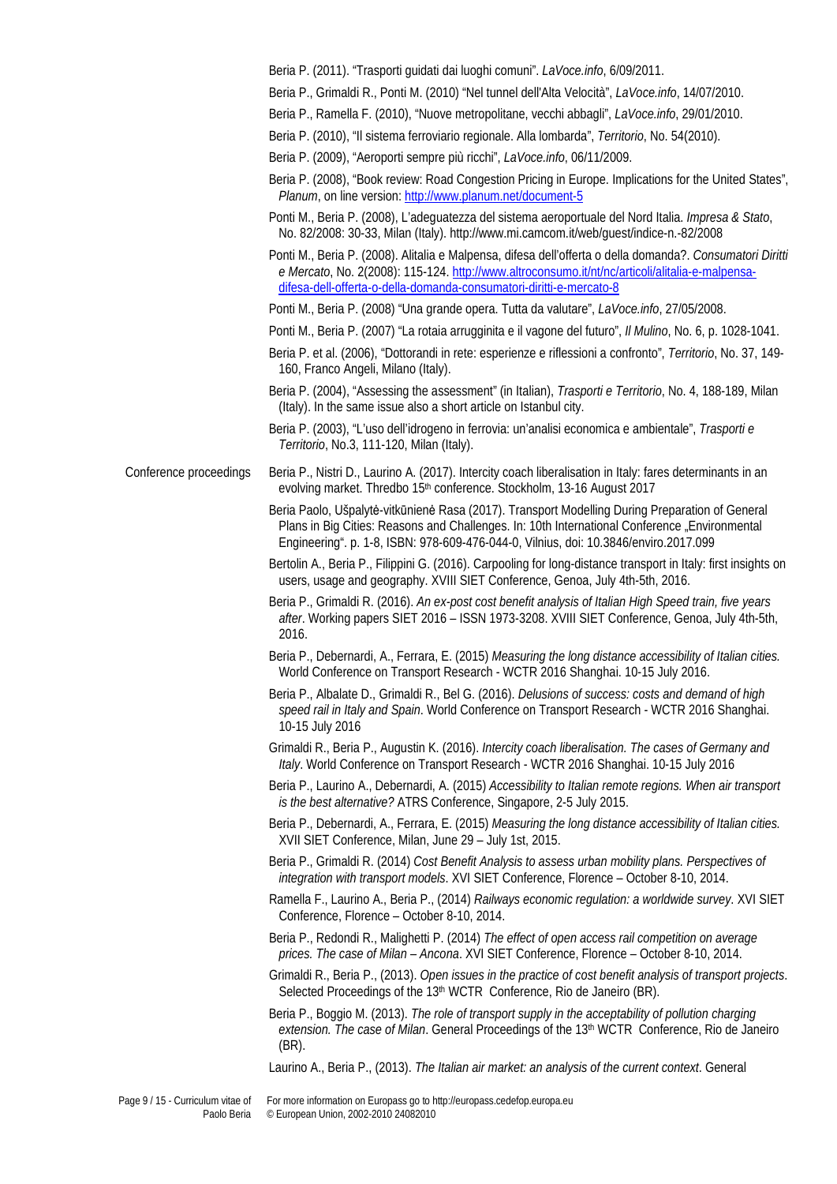Beria P. (2011). "Trasporti guidati dai luoghi comuni". *LaVoce.info*, 6/09/2011.

Beria P., Grimaldi R., Ponti M. (2010) "Nel tunnel dell'Alta Velocità", *LaVoce.info*, 14/07/2010.

Beria P., Ramella F. (2010), "Nuove metropolitane, vecchi abbagli", *LaVoce.info*, 29/01/2010.

Beria P. (2010), "Il sistema ferroviario regionale. Alla lombarda", *Territorio*, No. 54(2010).

Beria P. (2009), "Aeroporti sempre più ricchi", *LaVoce.info*, 06/11/2009.

Beria P. (2008), "Book review: Road Congestion Pricing in Europe. Implications for the United States", *Planum*, on line version: http://www.planum.net/document-5

Ponti M., Beria P. (2008), L'adeguatezza del sistema aeroportuale del Nord Italia. *Impresa & Stato*, No. 82/2008: 30-33, Milan (Italy). http://www.mi.camcom.it/web/guest/indice-n.-82/2008

Ponti M., Beria P. (2008). Alitalia e Malpensa, difesa dell'offerta o della domanda?. *Consumatori Diritti e Mercato*, No. 2(2008): 115-124. http://www.altroconsumo.it/nt/nc/articoli/alitalia-e-malpensa-difesa-dell-offerta-o-della-domanda-consumatori-diritti-e-mercato-8

Ponti M., Beria P. (2008) "Una grande opera. Tutta da valutare", *LaVoce.info*, 27/05/2008.

Ponti M., Beria P. (2007) "La rotaia arrugginita e il vagone del futuro", *Il Mulino*, No. 6, p. 1028-1041.

Beria P. et al. (2006), "Dottorandi in rete: esperienze e riflessioni a confronto", *Territorio*, No. 37, 149-160, Franco Angeli, Milano (Italy).

Beria P. (2004), "Assessing the assessment" (in Italian), *Trasporti e Territorio*, No. 4, 188-189, Milan (Italy). In the same issue also a short article on Istanbul city.

Beria P. (2003), "L'uso dell'idrogeno in ferrovia: un'analisi economica e ambientale", *Trasporti e Territorio*, No.3, 111-120, Milan (Italy).

**Conference proceedings**

Beria P., Nistri D., Laurino A. (2017). Intercity coach liberalisation in Italy: fares determinants in an evolving market. Thredbo 15th conference. Stockholm, 13-16 August 2017

Beria Paolo, Ušpalytė-vitkūnienė Rasa (2017). Transport Modelling During Preparation of General Plans in Big Cities: Reasons and Challenges. In: 10th International Conference „Environmental Engineering". p. 1-8, ISBN: 978-609-476-044-0, Vilnius, doi: 10.3846/enviro.2017.099

Bertolin A., Beria P., Filippini G. (2016). Carpooling for long-distance transport in Italy: first insights on users, usage and geography. XVIII SIET Conference, Genoa, July 4th-5th, 2016.

Beria P., Grimaldi R. (2016). *An ex-post cost benefit analysis of Italian High Speed train, five years after*. Working papers SIET 2016 – ISSN 1973-3208. XVIII SIET Conference, Genoa, July 4th-5th, 2016.

Beria P., Debernardi, A., Ferrara, E. (2015) *Measuring the long distance accessibility of Italian cities.* World Conference on Transport Research - WCTR 2016 Shanghai. 10-15 July 2016.

Beria P., Albalate D., Grimaldi R., Bel G. (2016). *Delusions of success: costs and demand of high speed rail in Italy and Spain*. World Conference on Transport Research - WCTR 2016 Shanghai. 10-15 July 2016

Grimaldi R., Beria P., Augustin K. (2016). *Intercity coach liberalisation. The cases of Germany and Italy*. World Conference on Transport Research - WCTR 2016 Shanghai. 10-15 July 2016

Beria P., Laurino A., Debernardi, A. (2015) *Accessibility to Italian remote regions. When air transport is the best alternative?* ATRS Conference, Singapore, 2-5 July 2015.

Beria P., Debernardi, A., Ferrara, E. (2015) *Measuring the long distance accessibility of Italian cities.* XVII SIET Conference, Milan, June 29 – July 1st, 2015.

Beria P., Grimaldi R. (2014) *Cost Benefit Analysis to assess urban mobility plans. Perspectives of integration with transport models*. XVI SIET Conference, Florence – October 8-10, 2014.

Ramella F., Laurino A., Beria P., (2014) *Railways economic regulation: a worldwide survey*. XVI SIET Conference, Florence – October 8-10, 2014.

Beria P., Redondi R., Malighetti P. (2014) *The effect of open access rail competition on average prices. The case of Milan – Ancona*. XVI SIET Conference, Florence – October 8-10, 2014.

Grimaldi R., Beria P., (2013). *Open issues in the practice of cost benefit analysis of transport projects*. Selected Proceedings of the 13th WCTR Conference, Rio de Janeiro (BR).

Beria P., Boggio M. (2013). *The role of transport supply in the acceptability of pollution charging extension. The case of Milan*. General Proceedings of the 13th WCTR Conference, Rio de Janeiro (BR).

Laurino A., Beria P., (2013). *The Italian air market: an analysis of the current context*. General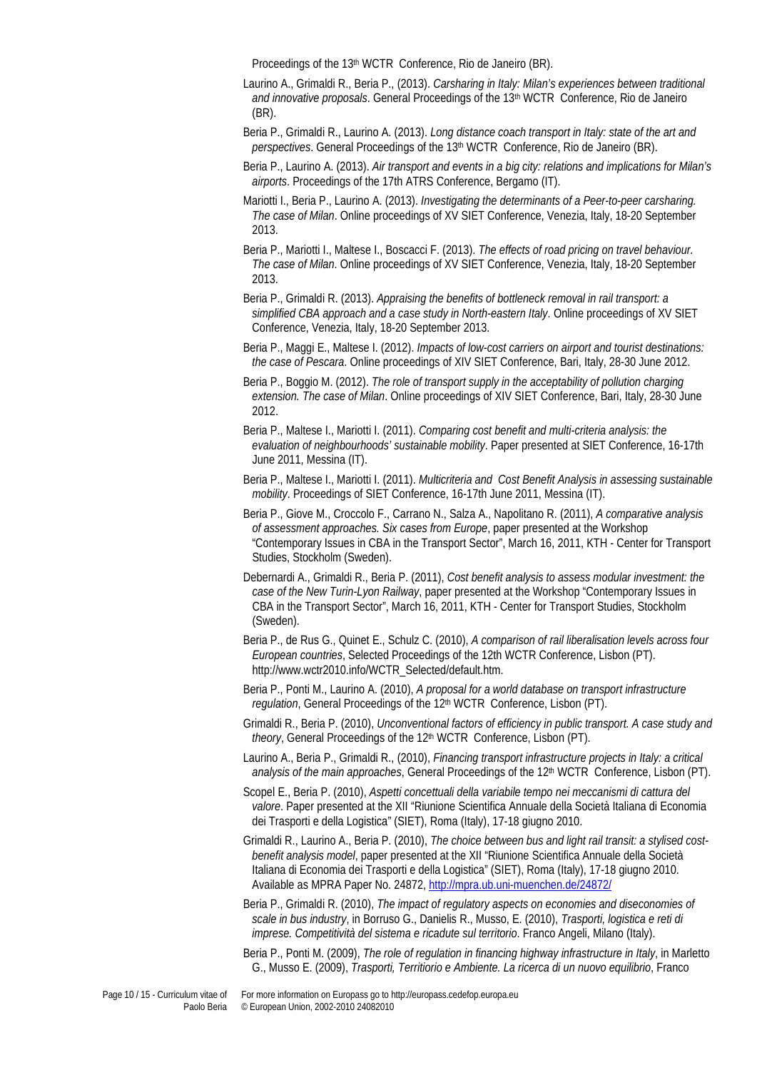Proceedings of the 13th WCTR Conference, Rio de Janeiro (BR).

Laurino A., Grimaldi R., Beria P., (2013). *Carsharing in Italy: Milan's experiences between traditional and innovative proposals*. General Proceedings of the 13th WCTR Conference, Rio de Janeiro (BR).

Beria P., Grimaldi R., Laurino A. (2013). *Long distance coach transport in Italy: state of the art and perspectives*. General Proceedings of the 13th WCTR Conference, Rio de Janeiro (BR).

Beria P., Laurino A. (2013). *Air transport and events in a big city: relations and implications for Milan's airports*. Proceedings of the 17th ATRS Conference, Bergamo (IT).

Mariotti I., Beria P., Laurino A. (2013). *Investigating the determinants of a Peer-to-peer carsharing. The case of Milan*. Online proceedings of XV SIET Conference, Venezia, Italy, 18-20 September 2013.

Beria P., Mariotti I., Maltese I., Boscacci F. (2013). *The effects of road pricing on travel behaviour. The case of Milan*. Online proceedings of XV SIET Conference, Venezia, Italy, 18-20 September 2013.

Beria P., Grimaldi R. (2013). *Appraising the benefits of bottleneck removal in rail transport: a simplified CBA approach and a case study in North-eastern Italy*. Online proceedings of XV SIET Conference, Venezia, Italy, 18-20 September 2013.

Beria P., Maggi E., Maltese I. (2012). *Impacts of low-cost carriers on airport and tourist destinations: the case of Pescara*. Online proceedings of XIV SIET Conference, Bari, Italy, 28-30 June 2012.

Beria P., Boggio M. (2012). *The role of transport supply in the acceptability of pollution charging extension. The case of Milan*. Online proceedings of XIV SIET Conference, Bari, Italy, 28-30 June 2012.

Beria P., Maltese I., Mariotti I. (2011). *Comparing cost benefit and multi-criteria analysis: the evaluation of neighbourhoods' sustainable mobility*. Paper presented at SIET Conference, 16-17th June 2011, Messina (IT).

Beria P., Maltese I., Mariotti I. (2011). *Multicriteria and Cost Benefit Analysis in assessing sustainable mobility*. Proceedings of SIET Conference, 16-17th June 2011, Messina (IT).

Beria P., Giove M., Croccolo F., Carrano N., Salza A., Napolitano R. (2011), *A comparative analysis of assessment approaches. Six cases from Europe*, paper presented at the Workshop "Contemporary Issues in CBA in the Transport Sector", March 16, 2011, KTH - Center for Transport Studies, Stockholm (Sweden).

Debernardi A., Grimaldi R., Beria P. (2011), *Cost benefit analysis to assess modular investment: the case of the New Turin-Lyon Railway*, paper presented at the Workshop "Contemporary Issues in CBA in the Transport Sector", March 16, 2011, KTH - Center for Transport Studies, Stockholm (Sweden).

Beria P., de Rus G., Quinet E., Schulz C. (2010), *A comparison of rail liberalisation levels across four European countries*, Selected Proceedings of the 12th WCTR Conference, Lisbon (PT). http://www.wctr2010.info/WCTR_Selected/default.htm.

Beria P., Ponti M., Laurino A. (2010), *A proposal for a world database on transport infrastructure regulation*, General Proceedings of the 12th WCTR Conference, Lisbon (PT).

Grimaldi R., Beria P. (2010), *Unconventional factors of efficiency in public transport. A case study and theory*, General Proceedings of the 12th WCTR Conference, Lisbon (PT).

Laurino A., Beria P., Grimaldi R., (2010), *Financing transport infrastructure projects in Italy: a critical analysis of the main approaches*, General Proceedings of the 12th WCTR Conference, Lisbon (PT).

Scopel E., Beria P. (2010), *Aspetti concettuali della variabile tempo nei meccanismi di cattura del valore*. Paper presented at the XII "Riunione Scientifica Annuale della Società Italiana di Economia dei Trasporti e della Logistica" (SIET), Roma (Italy), 17-18 giugno 2010.

Grimaldi R., Laurino A., Beria P. (2010), *The choice between bus and light rail transit: a stylised cost-benefit analysis model*, paper presented at the XII "Riunione Scientifica Annuale della Società Italiana di Economia dei Trasporti e della Logistica" (SIET), Roma (Italy), 17-18 giugno 2010. Available as MPRA Paper No. 24872, http://mpra.ub.uni-muenchen.de/24872/

Beria P., Grimaldi R. (2010), *The impact of regulatory aspects on economies and diseconomies of scale in bus industry*, in Borruso G., Danielis R., Musso, E. (2010), *Trasporti, logistica e reti di imprese. Competitività del sistema e ricadute sul territorio*. Franco Angeli, Milano (Italy).

Beria P., Ponti M. (2009), *The role of regulation in financing highway infrastructure in Italy*, in Marletto G., Musso E. (2009), *Trasporti, Territorio e Ambiente. La ricerca di un nuovo equilibrio*, Franco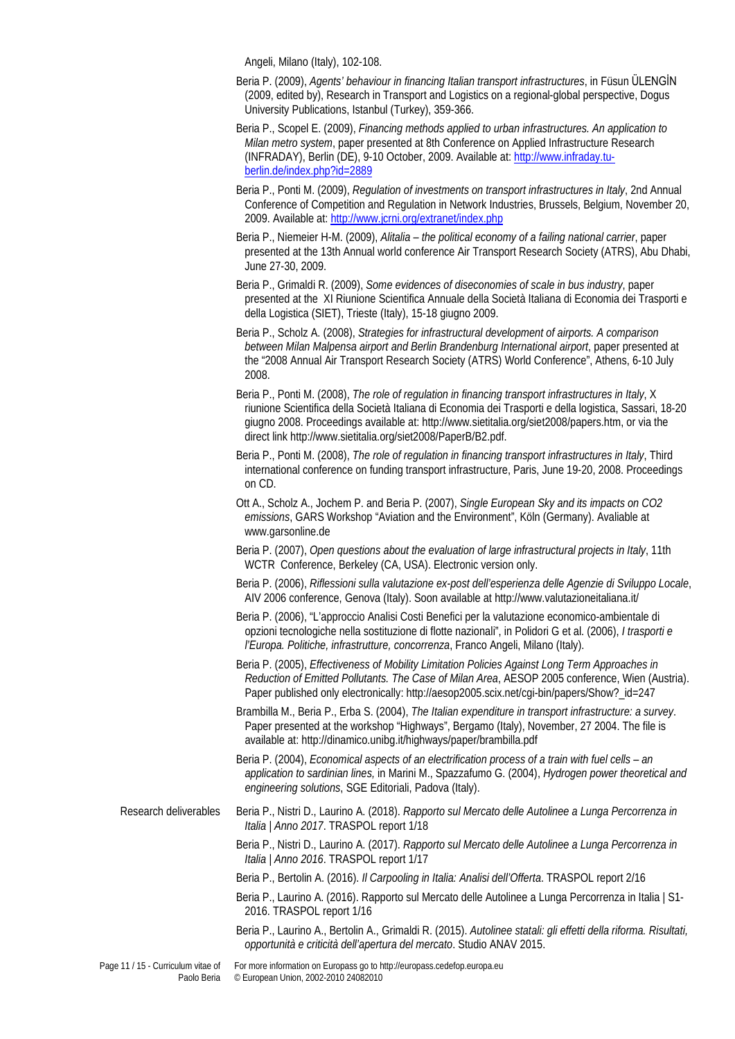Angeli, Milano (Italy), 102-108.

Beria P. (2009), *Agents' behaviour in financing Italian transport infrastructures*, in Füsun ÜLENGİN (2009, edited by), Research in Transport and Logistics on a regional-global perspective, Dogus University Publications, Istanbul (Turkey), 359-366.

Beria P., Scopel E. (2009), *Financing methods applied to urban infrastructures. An application to Milan metro system*, paper presented at 8th Conference on Applied Infrastructure Research (INFRADAY), Berlin (DE), 9-10 October, 2009. Available at: http://www.infraday.tu-berlin.de/index.php?id=2889

Beria P., Ponti M. (2009), *Regulation of investments on transport infrastructures in Italy*, 2nd Annual Conference of Competition and Regulation in Network Industries, Brussels, Belgium, November 20, 2009. Available at: http://www.jcrni.org/extranet/index.php

Beria P., Niemeier H-M. (2009), *Alitalia – the political economy of a failing national carrier*, paper presented at the 13th Annual world conference Air Transport Research Society (ATRS), Abu Dhabi, June 27-30, 2009.

Beria P., Grimaldi R. (2009), *Some evidences of diseconomies of scale in bus industry*, paper presented at the XI Riunione Scientifica Annuale della Società Italiana di Economia dei Trasporti e della Logistica (SIET), Trieste (Italy), 15-18 giugno 2009.

Beria P., Scholz A. (2008), *Strategies for infrastructural development of airports. A comparison between Milan Malpensa airport and Berlin Brandenburg International airport*, paper presented at the "2008 Annual Air Transport Research Society (ATRS) World Conference", Athens, 6-10 July 2008.

Beria P., Ponti M. (2008), *The role of regulation in financing transport infrastructures in Italy*, X riunione Scientifica della Società Italiana di Economia dei Trasporti e della logistica, Sassari, 18-20 giugno 2008. Proceedings available at: http://www.sietitalia.org/siet2008/papers.htm, or via the direct link http://www.sietitalia.org/siet2008/PaperB/B2.pdf.

Beria P., Ponti M. (2008), *The role of regulation in financing transport infrastructures in Italy*, Third international conference on funding transport infrastructure, Paris, June 19-20, 2008. Proceedings on CD.

Ott A., Scholz A., Jochem P. and Beria P. (2007), *Single European Sky and its impacts on CO2 emissions*, GARS Workshop "Aviation and the Environment", Köln (Germany). Avaliable at www.garsonline.de

Beria P. (2007), *Open questions about the evaluation of large infrastructural projects in Italy*, 11th WCTR Conference, Berkeley (CA, USA). Electronic version only.

Beria P. (2006), *Riflessioni sulla valutazione ex-post dell'esperienza delle Agenzie di Sviluppo Locale*, AIV 2006 conference, Genova (Italy). Soon available at http://www.valutazioneitaliana.it/

Beria P. (2006), "L'approccio Analisi Costi Benefici per la valutazione economico-ambientale di opzioni tecnologiche nella sostituzione di flotte nazionali", in Polidori G et al. (2006), *I trasporti e l'Europa. Politiche, infrastrutture, concorrenza*, Franco Angeli, Milano (Italy).

Beria P. (2005), *Effectiveness of Mobility Limitation Policies Against Long Term Approaches in Reduction of Emitted Pollutants. The Case of Milan Area*, AESOP 2005 conference, Wien (Austria). Paper published only electronically: http://aesop2005.scix.net/cgi-bin/papers/Show?_id=247

Brambilla M., Beria P., Erba S. (2004), *The Italian expenditure in transport infrastructure: a survey*. Paper presented at the workshop "Highways", Bergamo (Italy), November, 27 2004. The file is available at: http://dinamico.unibg.it/highways/paper/brambilla.pdf

Beria P. (2004), *Economical aspects of an electrification process of a train with fuel cells – an application to sardinian lines,* in Marini M., Spazzafumo G. (2004), *Hydrogen power theoretical and engineering solutions*, SGE Editoriali, Padova (Italy).

**Research deliverables**

Beria P., Nistri D., Laurino A. (2018). *Rapporto sul Mercato delle Autolinee a Lunga Percorrenza in Italia | Anno 2017*. TRASPOL report 1/18

Beria P., Nistri D., Laurino A. (2017). *Rapporto sul Mercato delle Autolinee a Lunga Percorrenza in Italia | Anno 2016*. TRASPOL report 1/17

Beria P., Bertolin A. (2016). *Il Carpooling in Italia: Analisi dell'Offerta*. TRASPOL report 2/16

Beria P., Laurino A. (2016). Rapporto sul Mercato delle Autolinee a Lunga Percorrenza in Italia | S1-2016. TRASPOL report 1/16

Beria P., Laurino A., Bertolin A., Grimaldi R. (2015). *Autolinee statali: gli effetti della riforma. Risultati, opportunità e criticità dell'apertura del mercato*. Studio ANAV 2015.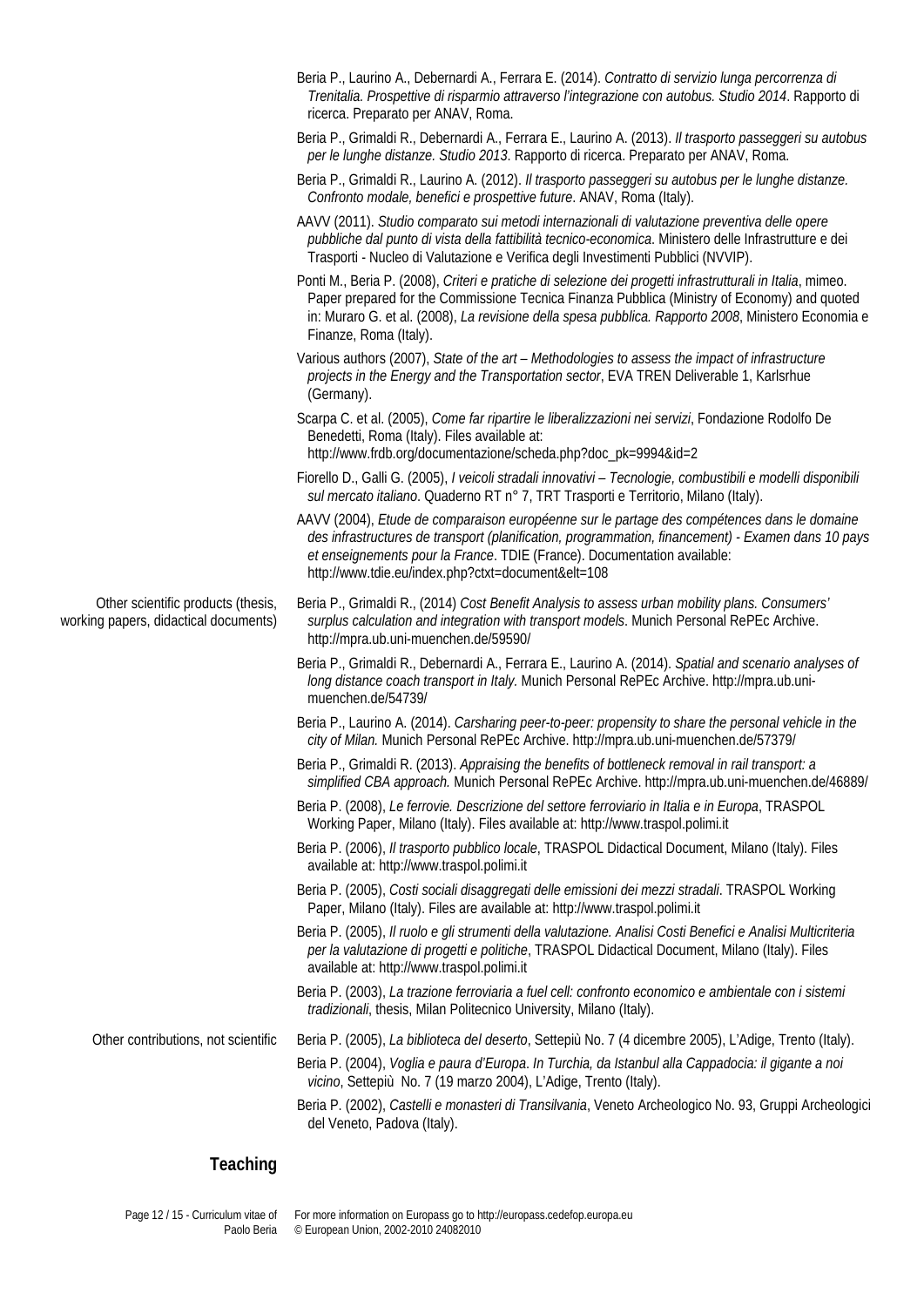Beria P., Laurino A., Debernardi A., Ferrara E. (2014). *Contratto di servizio lunga percorrenza di Trenitalia. Prospettive di risparmio attraverso l'integrazione con autobus. Studio 2014*. Rapporto di ricerca. Preparato per ANAV, Roma.

Beria P., Grimaldi R., Debernardi A., Ferrara E., Laurino A. (2013). *Il trasporto passeggeri su autobus per le lunghe distanze. Studio 2013*. Rapporto di ricerca. Preparato per ANAV, Roma.

Beria P., Grimaldi R., Laurino A. (2012). *Il trasporto passeggeri su autobus per le lunghe distanze. Confronto modale, benefici e prospettive future*. ANAV, Roma (Italy).

AAVV (2011). *Studio comparato sui metodi internazionali di valutazione preventiva delle opere pubbliche dal punto di vista della fattibilità tecnico-economica*. Ministero delle Infrastrutture e dei Trasporti - Nucleo di Valutazione e Verifica degli Investimenti Pubblici (NVVIP).

Ponti M., Beria P. (2008), *Criteri e pratiche di selezione dei progetti infrastrutturali in Italia*, mimeo. Paper prepared for the Commissione Tecnica Finanza Pubblica (Ministry of Economy) and quoted in: Muraro G. et al. (2008), *La revisione della spesa pubblica. Rapporto 2008*, Ministero Economia e Finanze, Roma (Italy).

Various authors (2007), *State of the art – Methodologies to assess the impact of infrastructure projects in the Energy and the Transportation sector*, EVA TREN Deliverable 1, Karlsrhue (Germany).

Scarpa C. et al. (2005), *Come far ripartire le liberalizzazioni nei servizi*, Fondazione Rodolfo De Benedetti, Roma (Italy). Files available at: http://www.frdb.org/documentazione/scheda.php?doc_pk=9994&id=2

Fiorello D., Galli G. (2005), *I veicoli stradali innovativi – Tecnologie, combustibili e modelli disponibili sul mercato italiano*. Quaderno RT n° 7, TRT Trasporti e Territorio, Milano (Italy).

AAVV (2004), *Etude de comparaison européenne sur le partage des compétences dans le domaine des infrastructures de transport (planification, programmation, financement) - Examen dans 10 pays et enseignements pour la France*. TDIE (France). Documentation available: http://www.tdie.eu/index.php?ctxt=document&elt=108

**Other scientific products (thesis, working papers, didactical documents)**

Beria P., Grimaldi R., (2014) *Cost Benefit Analysis to assess urban mobility plans. Consumers' surplus calculation and integration with transport models*. Munich Personal RePEc Archive. http://mpra.ub.uni-muenchen.de/59590/

Beria P., Grimaldi R., Debernardi A., Ferrara E., Laurino A. (2014). *Spatial and scenario analyses of long distance coach transport in Italy.* Munich Personal RePEc Archive. http://mpra.ub.uni-muenchen.de/54739/

Beria P., Laurino A. (2014). *Carsharing peer-to-peer: propensity to share the personal vehicle in the city of Milan.* Munich Personal RePEc Archive. http://mpra.ub.uni-muenchen.de/57379/

Beria P., Grimaldi R. (2013). *Appraising the benefits of bottleneck removal in rail transport: a simplified CBA approach.* Munich Personal RePEc Archive. http://mpra.ub.uni-muenchen.de/46889/

Beria P. (2008), *Le ferrovie. Descrizione del settore ferroviario in Italia e in Europa*, TRASPOL Working Paper, Milano (Italy). Files available at: http://www.traspol.polimi.it

Beria P. (2006), *Il trasporto pubblico locale*, TRASPOL Didactical Document, Milano (Italy). Files available at: http://www.traspol.polimi.it

Beria P. (2005), *Costi sociali disaggregati delle emissioni dei mezzi stradali*. TRASPOL Working Paper, Milano (Italy). Files are available at: http://www.traspol.polimi.it

Beria P. (2005), *Il ruolo e gli strumenti della valutazione. Analisi Costi Benefici e Analisi Multicriteria per la valutazione di progetti e politiche*, TRASPOL Didactical Document, Milano (Italy). Files available at: http://www.traspol.polimi.it

Beria P. (2003), *La trazione ferroviaria a fuel cell: confronto economico e ambientale con i sistemi tradizionali*, thesis, Milan Politecnico University, Milano (Italy).

**Other contributions, not scientific**

Beria P. (2005), *La biblioteca del deserto*, Settepiù No. 7 (4 dicembre 2005), L'Adige, Trento (Italy).

Beria P. (2004), *Voglia e paura d'Europa. In Turchia, da Istanbul alla Cappadocia: il gigante a noi vicino*, Settepiù No. 7 (19 marzo 2004), L'Adige, Trento (Italy).

Beria P. (2002), *Castelli e monasteri di Transilvania*, Veneto Archeologico No. 93, Gruppi Archeologici del Veneto, Padova (Italy).

## Teaching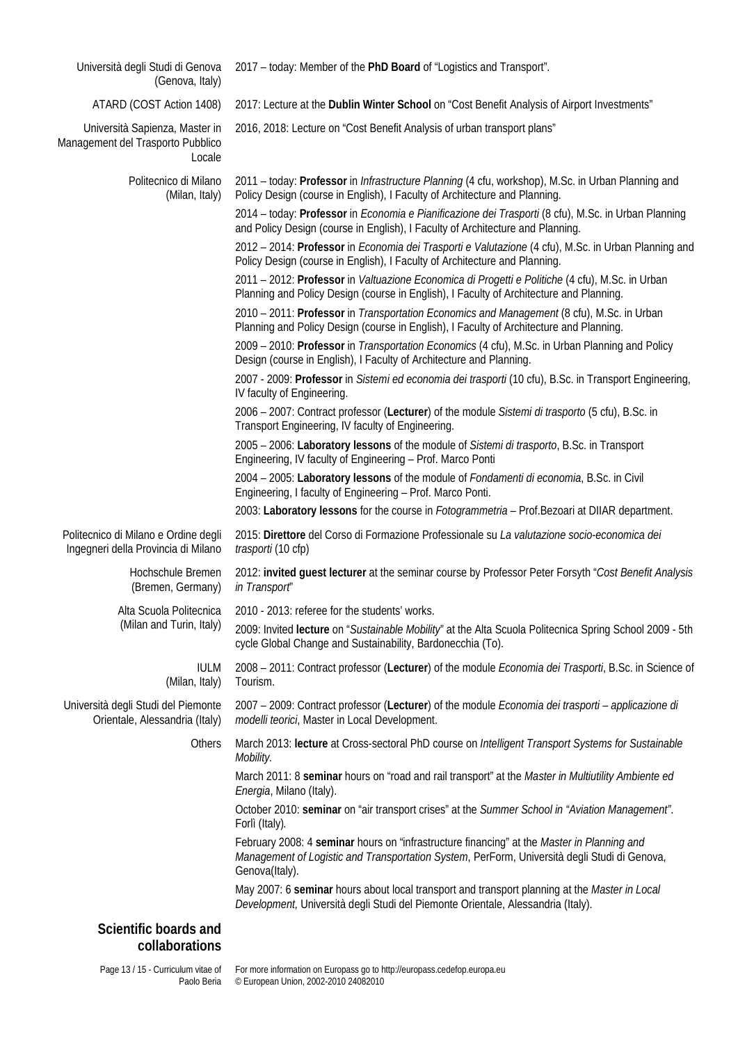| | |
|---|---|
| Università degli Studi di Genova (Genova, Italy) | 2017 – today: Member of the **PhD Board** of "Logistics and Transport". |
| ATARD (COST Action 1408) | 2017: Lecture at the **Dublin Winter School** on "Cost Benefit Analysis of Airport Investments" |
| Università Sapienza, Master in Management del Trasporto Pubblico Locale | 2016, 2018: Lecture on "Cost Benefit Analysis of urban transport plans" |
| Politecnico di Milano (Milan, Italy) | 2011 – today: **Professor** in *Infrastructure Planning* (4 cfu, workshop), M.Sc. in Urban Planning and Policy Design (course in English), I Faculty of Architecture and Planning. |
| | 2014 – today: **Professor** in *Economia e Pianificazione dei Trasporti* (8 cfu), M.Sc. in Urban Planning and Policy Design (course in English), I Faculty of Architecture and Planning. |
| | 2012 – 2014: **Professor** in *Economia dei Trasporti e Valutazione* (4 cfu), M.Sc. in Urban Planning and Policy Design (course in English), I Faculty of Architecture and Planning. |
| | 2011 – 2012: **Professor** in *Valtuazione Economica di Progetti e Politiche* (4 cfu), M.Sc. in Urban Planning and Policy Design (course in English), I Faculty of Architecture and Planning. |
| | 2010 – 2011: **Professor** in *Transportation Economics and Management* (8 cfu), M.Sc. in Urban Planning and Policy Design (course in English), I Faculty of Architecture and Planning. |
| | 2009 – 2010: **Professor** in *Transportation Economics* (4 cfu), M.Sc. in Urban Planning and Policy Design (course in English), I Faculty of Architecture and Planning. |
| | 2007 - 2009: **Professor** in *Sistemi ed economia dei trasporti* (10 cfu), B.Sc. in Transport Engineering, IV faculty of Engineering. |
| | 2006 – 2007: Contract professor (**Lecturer**) of the module *Sistemi di trasporto* (5 cfu), B.Sc. in Transport Engineering, IV faculty of Engineering. |
| | 2005 – 2006: **Laboratory lessons** of the module of *Sistemi di trasporto*, B.Sc. in Transport Engineering, IV faculty of Engineering – Prof. Marco Ponti |
| | 2004 – 2005: **Laboratory lessons** of the module of *Fondamenti di economia*, B.Sc. in Civil Engineering, I faculty of Engineering – Prof. Marco Ponti. |
| | 2003: **Laboratory lessons** for the course in *Fotogrammetria* – Prof.Bezoari at DIIAR department. |
| Politecnico di Milano e Ordine degli Ingegneri della Provincia di Milano | 2015: **Direttore** del Corso di Formazione Professionale su *La valutazione socio-economica dei trasporti* (10 cfp) |
| Hochschule Bremen (Bremen, Germany) | 2012: **invited guest lecturer** at the seminar course by Professor Peter Forsyth "*Cost Benefit Analysis in Transport*" |
| Alta Scuola Politecnica (Milan and Turin, Italy) | 2010 - 2013: referee for the students' works. |
| | 2009: Invited **lecture** on "*Sustainable Mobility*" at the Alta Scuola Politecnica Spring School 2009 - 5th cycle Global Change and Sustainability, Bardonecchia (To). |
| IULM (Milan, Italy) | 2008 – 2011: Contract professor (**Lecturer**) of the module *Economia dei Trasporti*, B.Sc. in Science of Tourism. |
| Università degli Studi del Piemonte Orientale, Alessandria (Italy) | 2007 – 2009: Contract professor (**Lecturer**) of the module *Economia dei trasporti – applicazione di modelli teorici*, Master in Local Development. |
| Others | March 2013: **lecture** at Cross-sectoral PhD course on *Intelligent Transport Systems for Sustainable Mobility.* |
| | March 2011: 8 **seminar** hours on "road and rail transport" at the *Master in Multiutility Ambiente ed Energia*, Milano (Italy). |
| | October 2010: **seminar** on "air transport crises" at the *Summer School in "Aviation Management"*. Forlì (Italy). |
| | February 2008: 4 **seminar** hours on "infrastructure financing" at the *Master in Planning and Management of Logistic and Transportation System*, PerForm, Università degli Studi di Genova, Genova(Italy). |
| | May 2007: 6 **seminar** hours about local transport and transport planning at the *Master in Local Development,* Università degli Studi del Piemonte Orientale, Alessandria (Italy). |

## Scientific boards and collaborations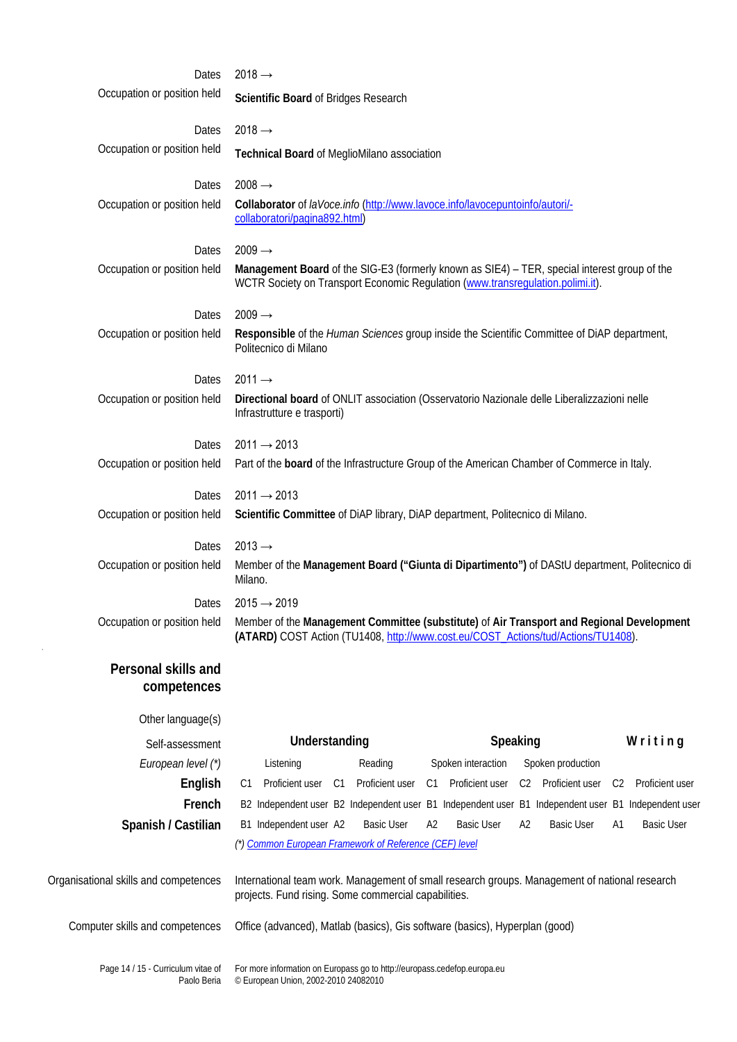| | |
|---|---|
| Dates | 2018 → |
| Occupation or position held | **Scientific Board** of Bridges Research |
| Dates | 2018 → |
| Occupation or position held | **Technical Board** of MeglioMilano association |
| Dates | 2008 → |
| Occupation or position held | **Collaborator** of *laVoce.info* ([http://www.lavoce.info/lavocepuntoinfo/autori/-collaboratori/pagina892.html](http://www.lavoce.info/lavocepuntoinfo/autori/-collaboratori/pagina892.html)) |
| Dates | 2009 → |
| Occupation or position held | **Management Board** of the SIG-E3 (formerly known as SIE4) – TER, special interest group of the WCTR Society on Transport Economic Regulation ([www.transregulation.polimi.it](www.transregulation.polimi.it)). |
| Dates | 2009 → |
| Occupation or position held | **Responsible** of the *Human Sciences* group inside the Scientific Committee of DiAP department, Politecnico di Milano |
| Dates | 2011 → |
| Occupation or position held | **Directional board** of ONLIT association (Osservatorio Nazionale delle Liberalizzazioni nelle Infrastrutture e trasporti) |
| Dates | 2011 → 2013 |
| Occupation or position held | Part of the **board** of the Infrastructure Group of the American Chamber of Commerce in Italy. |
| Dates | 2011 → 2013 |
| Occupation or position held | **Scientific Committee** of DiAP library, DiAP department, Politecnico di Milano. |
| Dates | 2013 → |
| Occupation or position held | Member of the **Management Board ("Giunta di Dipartimento")** of DAStU department, Politecnico di Milano. |
| Dates | 2015 → 2019 |
| Occupation or position held | Member of the **Management Committee (substitute)** of **Air Transport and Regional Development (ATARD)** COST Action (TU1408, [http://www.cost.eu/COST_Actions/tud/Actions/TU1408](http://www.cost.eu/COST_Actions/tud/Actions/TU1408)). |

## Personal skills and competences

Other language(s)

| Self-assessment | Understanding | | | | Speaking | | | | Writing | |
|---|---|---|---|---|---|---|---|---|---|---|
| *European level (*)* | Listening | | Reading | | Spoken interaction | | Spoken production | | | |
| **English** | C1 | Proficient user | C1 | Proficient user | C1 | Proficient user | C2 | Proficient user | C2 | Proficient user |
| **French** | B2 | Independent user | B2 | Independent user | B1 | Independent user | B1 | Independent user | B1 | Independent user |
| **Spanish / Castilian** | B1 | Independent user | A2 | Basic User | A2 | Basic User | A2 | Basic User | A1 | Basic User |

*(*) [Common European Framework of Reference (CEF) level](Common European Framework of Reference (CEF) level)*

| | |
|---|---|
| Organisational skills and competences | International team work. Management of small research groups. Management of national research projects. Fund rising. Some commercial capabilities. |
| Computer skills and competences | Office (advanced), Matlab (basics), Gis software (basics), Hyperplan (good) |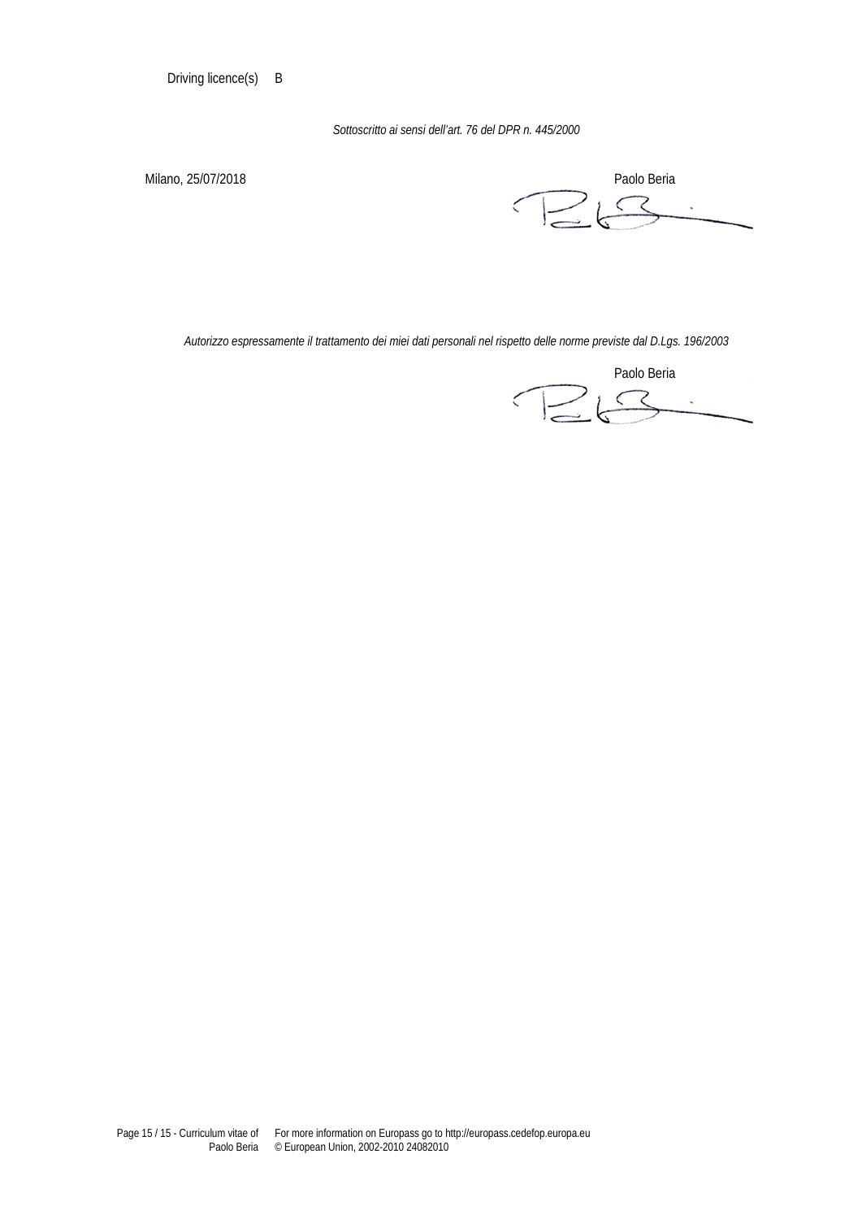Driving licence(s) B

*Sottoscritto ai sensi dell'art. 76 del DPR n. 445/2000*

Milano, 25/07/2018

Paolo Beria

*Autorizzo espressamente il trattamento dei miei dati personali nel rispetto delle norme previste dal D.Lgs. 196/2003*

Paolo Beria